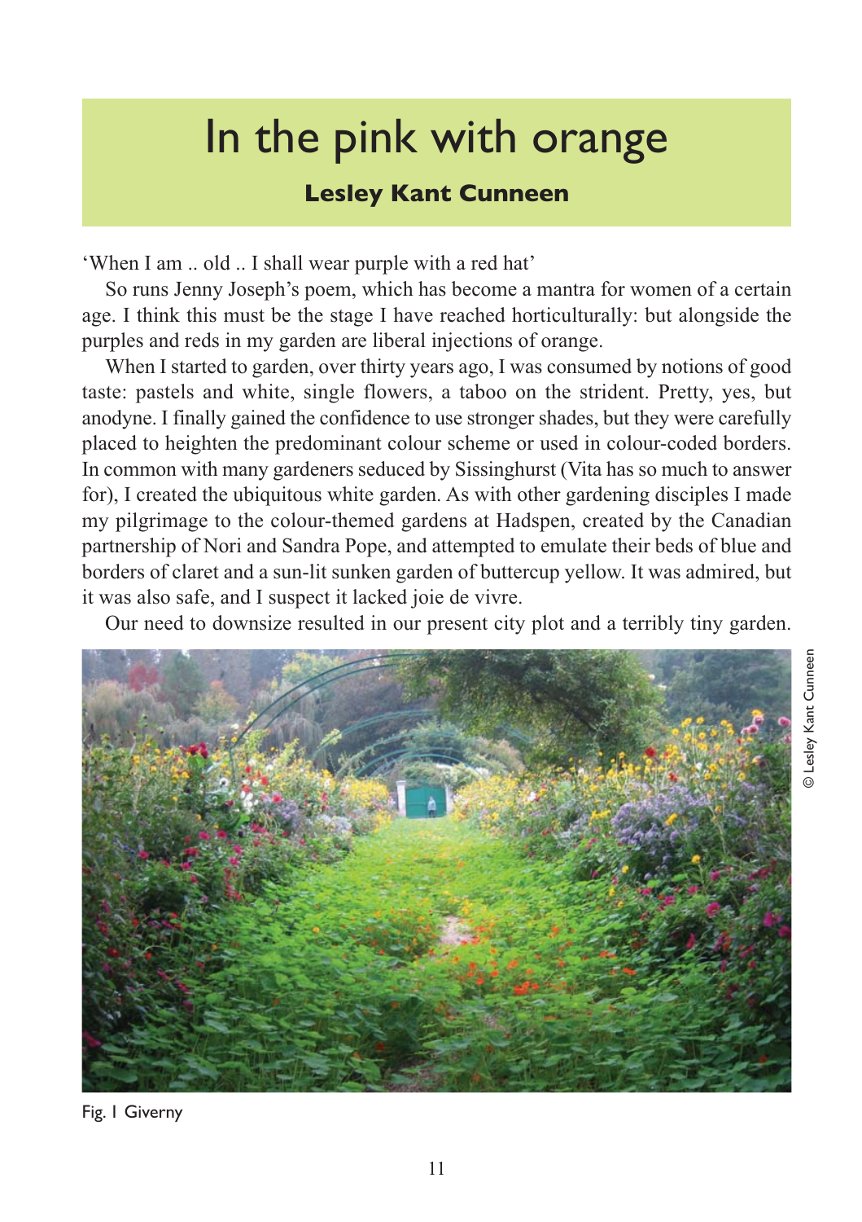# In the pink with orange

**Lesley Kant Cunneen**

'When I am .. old .. I shall wear purple with a red hat'

So runs Jenny Joseph's poem, which has become a mantra for women of a certain age. I think this must be the stage I have reached horticulturally: but alongside the purples and reds in my garden are liberal injections of orange.

When I started to garden, over thirty years ago, I was consumed by notions of good taste: pastels and white, single flowers, a taboo on the strident. Pretty, yes, but anodyne. I finally gained the confidence to use stronger shades, but they were carefully placed to heighten the predominant colour scheme or used in colour-coded borders. In common with many gardeners seduced by Sissinghurst (Vita has so much to answer for), I created the ubiquitous white garden. As with other gardening disciples I made my pilgrimage to the colour-themed gardens at Hadspen, created by the Canadian partnership of Nori and Sandra Pope, and attempted to emulate their beds of blue and borders of claret and a sun-lit sunken garden of buttercup yellow. It was admired, but it was also safe, and I suspect it lacked joie de vivre.

Our need to downsize resulted in our present city plot and a terribly tiny garden.

© Lesley Kant Cunneen

Fig. 1 Giverny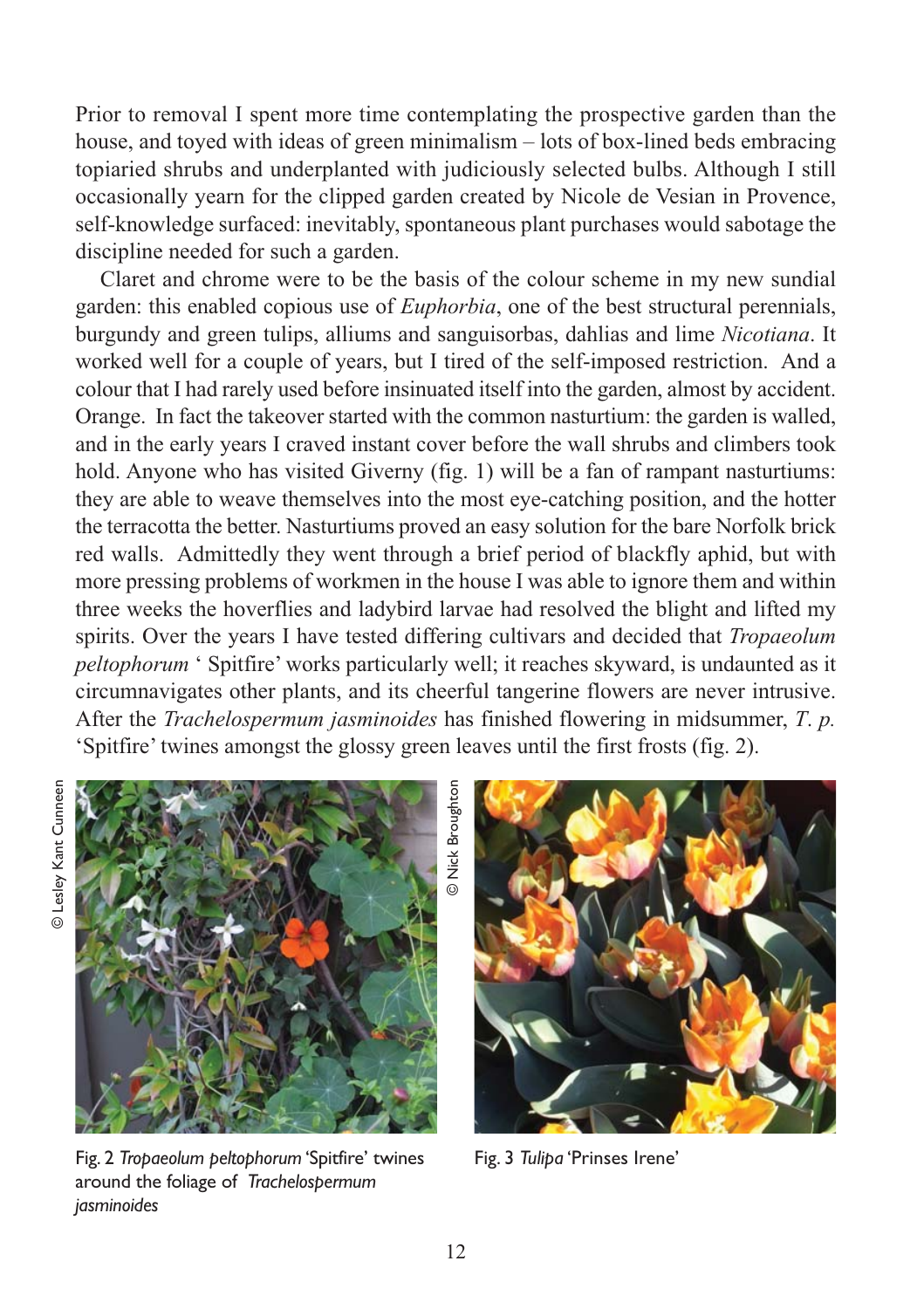Prior to removal I spent more time contemplating the prospective garden than the house, and toyed with ideas of green minimalism – lots of box-lined beds embracing topiaried shrubs and underplanted with judiciously selected bulbs. Although I still occasionally yearn for the clipped garden created by Nicole de Vesian in Provence, self-knowledge surfaced: inevitably, spontaneous plant purchases would sabotage the discipline needed for such a garden.

Claret and chrome were to be the basis of the colour scheme in my new sundial garden: this enabled copious use of *Euphorbia*, one of the best structural perennials, burgundy and green tulips, alliums and sanguisorbas, dahlias and lime *Nicotiana*. It worked well for a couple of years, but I tired of the self-imposed restriction. And a colour that I had rarely used before insinuated itself into the garden, almost by accident. Orange. In fact the takeover started with the common nasturtium: the garden is walled, and in the early years I craved instant cover before the wall shrubs and climbers took hold. Anyone who has visited Giverny (fig. 1) will be a fan of rampant nasturtiums: they are able to weave themselves into the most eye-catching position, and the hotter the terracotta the better. Nasturtiums proved an easy solution for the bare Norfolk brick red walls. Admittedly they went through a brief period of blackfly aphid, but with more pressing problems of workmen in the house I was able to ignore them and within three weeks the hoverflies and ladybird larvae had resolved the blight and lifted my spirits. Over the years I have tested differing cultivars and decided that *Tropaeolum peltophorum* ' Spitfire' works particularly well; it reaches skyward, is undaunted as it circumnavigates other plants, and its cheerful tangerine flowers are never intrusive. After the *Trachelospermum jasminoides* has finished flowering in midsummer, *T. p.* 'Spitfire' twines amongst the glossy green leaves until the first frosts (fig. 2).

© Lesley Kant Cunneen

Fig. 2 *Tropaeolum peltophorum* 'Spitfire' twines around the foliage of *Trachelospermum jasminoides*

© Nick Broughton

Fig. 3 *Tulipa* 'Prinses Irene'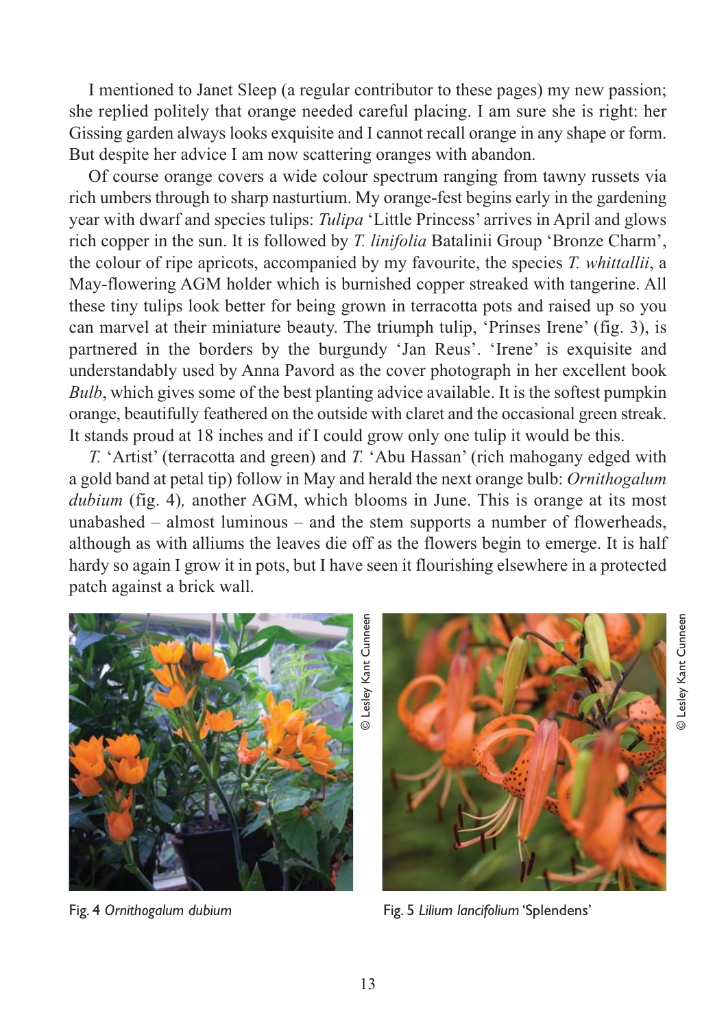I mentioned to Janet Sleep (a regular contributor to these pages) my new passion; she replied politely that orange needed careful placing. I am sure she is right: her Gissing garden always looks exquisite and I cannot recall orange in any shape or form. But despite her advice I am now scattering oranges with abandon.

Of course orange covers a wide colour spectrum ranging from tawny russets via rich umbers through to sharp nasturtium. My orange-fest begins early in the gardening year with dwarf and species tulips: *Tulipa* 'Little Princess' arrives in April and glows rich copper in the sun. It is followed by *T. linifolia* Batalinii Group 'Bronze Charm', the colour of ripe apricots, accompanied by my favourite, the species *T. whittallii*, a May-flowering AGM holder which is burnished copper streaked with tangerine. All these tiny tulips look better for being grown in terracotta pots and raised up so you can marvel at their miniature beauty. The triumph tulip, 'Prinses Irene' (fig. 3), is partnered in the borders by the burgundy 'Jan Reus'. 'Irene' is exquisite and understandably used by Anna Pavord as the cover photograph in her excellent book *Bulb*, which gives some of the best planting advice available. It is the softest pumpkin orange, beautifully feathered on the outside with claret and the occasional green streak. It stands proud at 18 inches and if I could grow only one tulip it would be this.

*T.* 'Artist' (terracotta and green) and *T.* 'Abu Hassan' (rich mahogany edged with a gold band at petal tip) follow in May and herald the next orange bulb: *Ornithogalum dubium* (fig. 4), another AGM, which blooms in June. This is orange at its most unabashed – almost luminous – and the stem supports a number of flowerheads, although as with alliums the leaves die off as the flowers begin to emerge. It is half hardy so again I grow it in pots, but I have seen it flourishing elsewhere in a protected patch against a brick wall.

© Lesley Kant Cunneen

Fig. 4 *Ornithogalum dubium*

© Lesley Kant Cunneen

Fig. 5 *Lilium lancifolium* 'Splendens'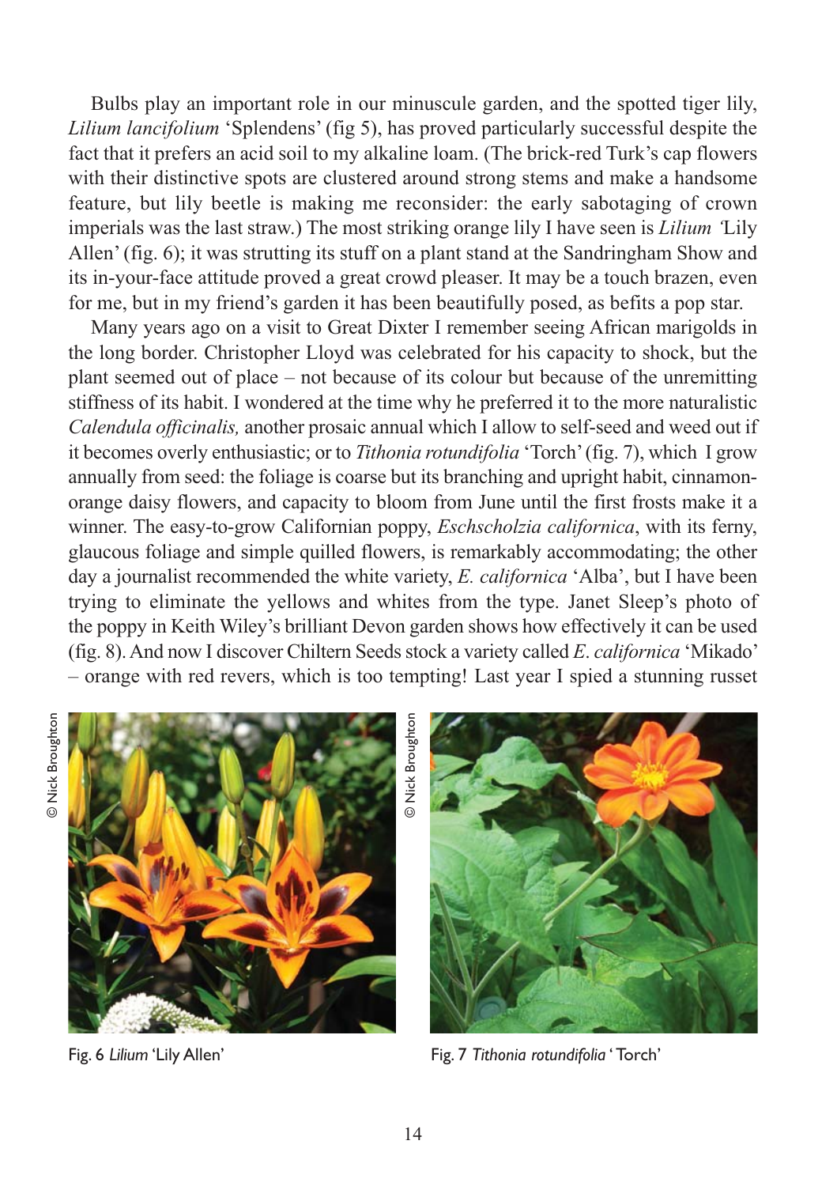Bulbs play an important role in our minuscule garden, and the spotted tiger lily, *Lilium lancifolium* 'Splendens' (fig 5), has proved particularly successful despite the fact that it prefers an acid soil to my alkaline loam. (The brick-red Turk's cap flowers with their distinctive spots are clustered around strong stems and make a handsome feature, but lily beetle is making me reconsider: the early sabotaging of crown imperials was the last straw.) The most striking orange lily I have seen is *Lilium* 'Lily Allen' (fig. 6); it was strutting its stuff on a plant stand at the Sandringham Show and its in-your-face attitude proved a great crowd pleaser. It may be a touch brazen, even for me, but in my friend's garden it has been beautifully posed, as befits a pop star.

Many years ago on a visit to Great Dixter I remember seeing African marigolds in the long border. Christopher Lloyd was celebrated for his capacity to shock, but the plant seemed out of place – not because of its colour but because of the unremitting stiffness of its habit. I wondered at the time why he preferred it to the more naturalistic *Calendula officinalis,* another prosaic annual which I allow to self-seed and weed out if it becomes overly enthusiastic; or to *Tithonia rotundifolia* 'Torch' (fig. 7), which I grow annually from seed: the foliage is coarse but its branching and upright habit, cinnamon-orange daisy flowers, and capacity to bloom from June until the first frosts make it a winner. The easy-to-grow Californian poppy, *Eschscholzia californica*, with its ferny, glaucous foliage and simple quilled flowers, is remarkably accommodating; the other day a journalist recommended the white variety, *E. californica* 'Alba', but I have been trying to eliminate the yellows and whites from the type. Janet Sleep's photo of the poppy in Keith Wiley's brilliant Devon garden shows how effectively it can be used (fig. 8). And now I discover Chiltern Seeds stock a variety called *E. californica* 'Mikado' – orange with red revers, which is too tempting! Last year I spied a stunning russet

© Nick Broughton

Fig. 6 *Lilium* 'Lily Allen'

© Nick Broughton

Fig. 7 *Tithonia rotundifolia* 'Torch'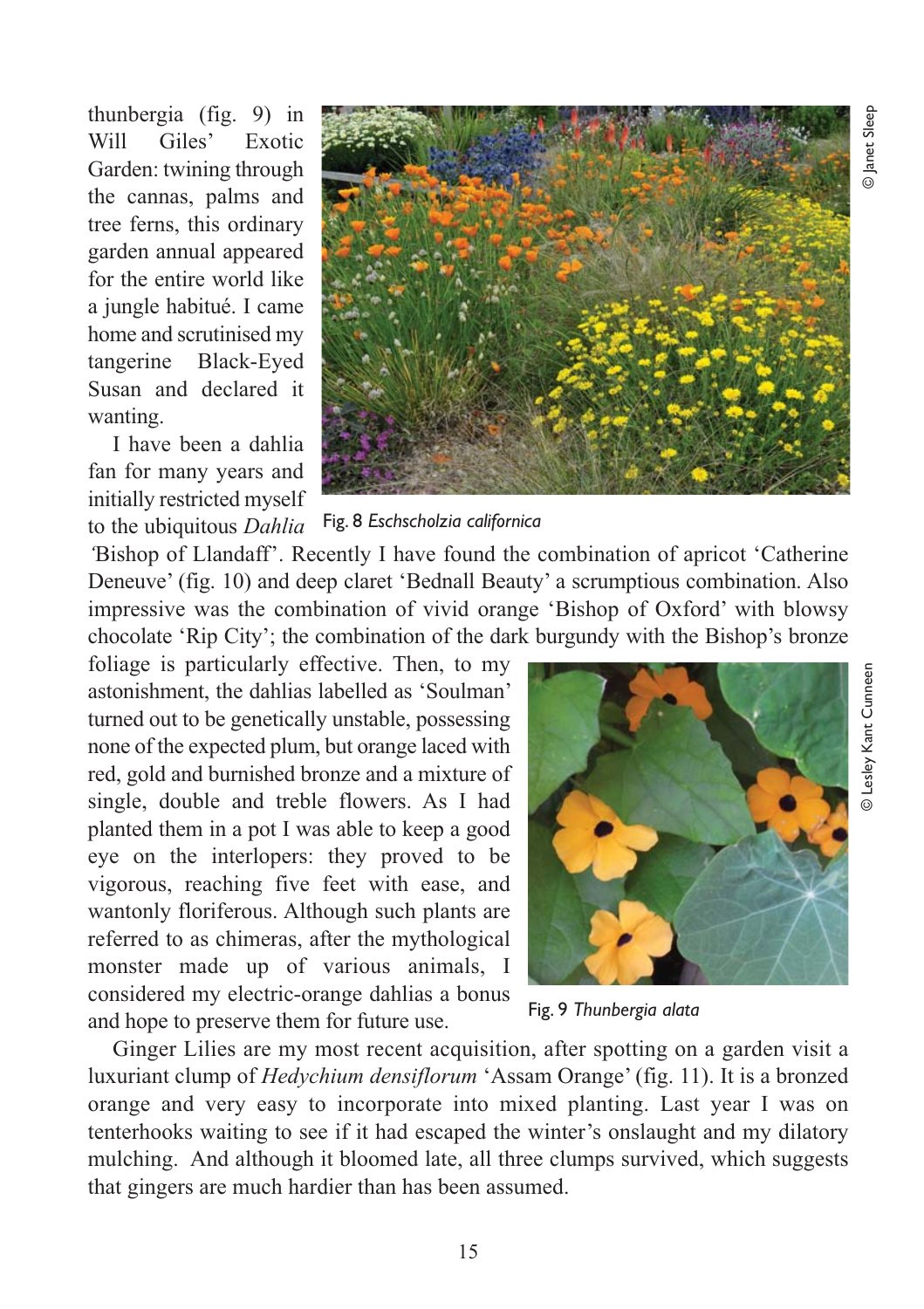thunbergia (fig. 9) in Will Giles' Exotic Garden: twining through the cannas, palms and tree ferns, this ordinary garden annual appeared for the entire world like a jungle habitué. I came home and scrutinised my tangerine Black-Eyed Susan and declared it wanting.

Fig. 8 *Eschscholzia californica*

© Janet Sleep

I have been a dahlia fan for many years and initially restricted myself to the ubiquitous *Dahlia* 'Bishop of Llandaff'. Recently I have found the combination of apricot 'Catherine Deneuve' (fig. 10) and deep claret 'Bednall Beauty' a scrumptious combination. Also impressive was the combination of vivid orange 'Bishop of Oxford' with blowsy chocolate 'Rip City'; the combination of the dark burgundy with the Bishop's bronze foliage is particularly effective. Then, to my astonishment, the dahlias labelled as 'Soulman' turned out to be genetically unstable, possessing none of the expected plum, but orange laced with red, gold and burnished bronze and a mixture of single, double and treble flowers. As I had planted them in a pot I was able to keep a good eye on the interlopers: they proved to be vigorous, reaching five feet with ease, and wantonly floriferous. Although such plants are referred to as chimeras, after the mythological monster made up of various animals, I considered my electric-orange dahlias a bonus and hope to preserve them for future use.

Fig. 9 *Thunbergia alata*

© Lesley Kant Cunneen

Ginger Lilies are my most recent acquisition, after spotting on a garden visit a luxuriant clump of *Hedychium densiflorum* 'Assam Orange' (fig. 11). It is a bronzed orange and very easy to incorporate into mixed planting. Last year I was on tenterhooks waiting to see if it had escaped the winter's onslaught and my dilatory mulching. And although it bloomed late, all three clumps survived, which suggests that gingers are much hardier than has been assumed.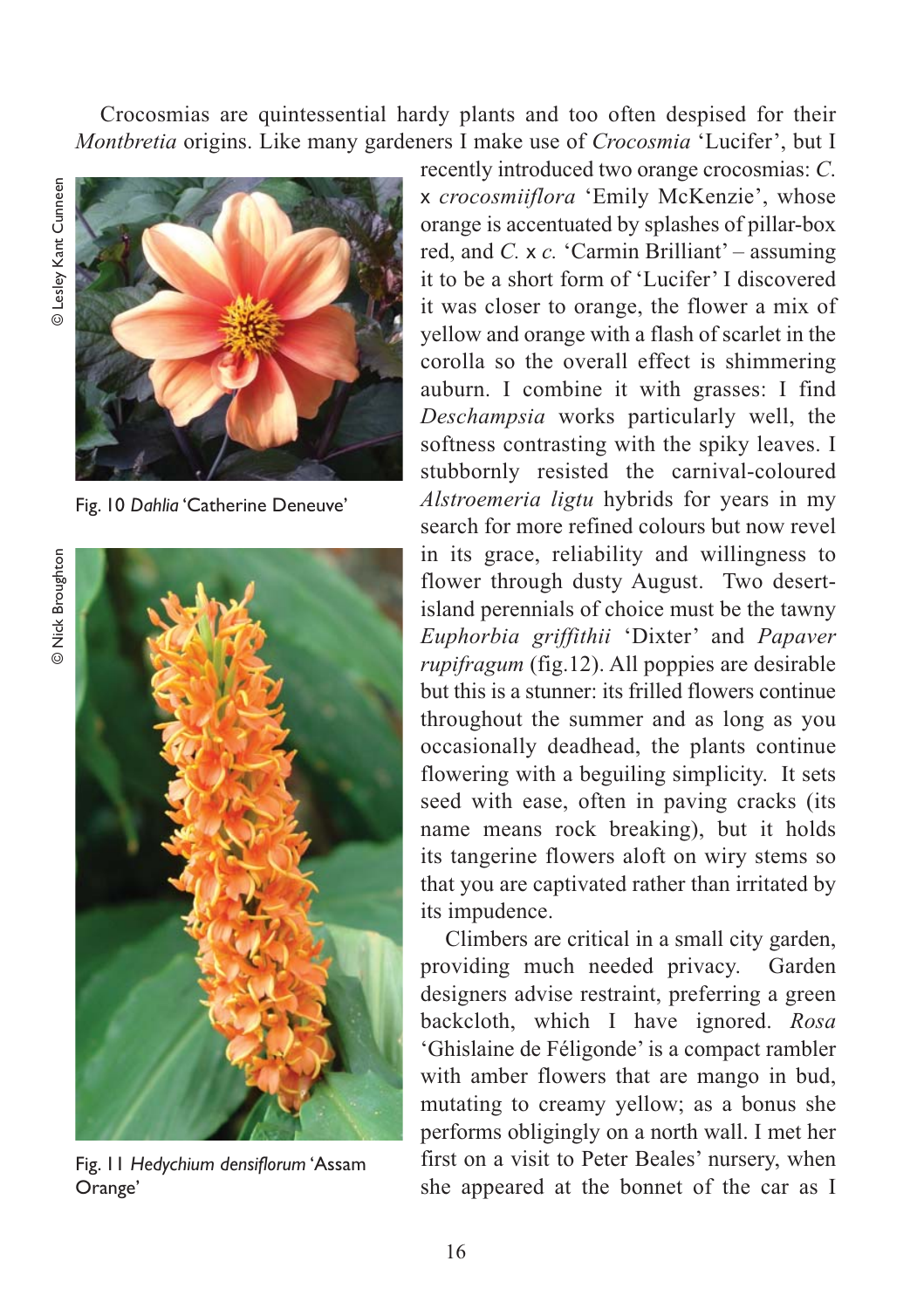Crocosmias are quintessential hardy plants and too often despised for their *Montbretia* origins. Like many gardeners I make use of *Crocosmia* 'Lucifer', but I recently introduced two orange crocosmias: *C.* x *crocosmiiflora* 'Emily McKenzie', whose orange is accentuated by splashes of pillar-box red, and *C.* x *c.* 'Carmin Brilliant' – assuming it to be a short form of 'Lucifer' I discovered it was closer to orange, the flower a mix of yellow and orange with a flash of scarlet in the corolla so the overall effect is shimmering auburn. I combine it with grasses: I find *Deschampsia* works particularly well, the softness contrasting with the spiky leaves. I stubbornly resisted the carnival-coloured *Alstroemeria ligtu* hybrids for years in my search for more refined colours but now revel in its grace, reliability and willingness to flower through dusty August. Two desert-island perennials of choice must be the tawny *Euphorbia griffithii* 'Dixter' and *Papaver rupifragum* (fig.12). All poppies are desirable but this is a stunner: its frilled flowers continue throughout the summer and as long as you occasionally deadhead, the plants continue flowering with a beguiling simplicity. It sets seed with ease, often in paving cracks (its name means rock breaking), but it holds its tangerine flowers aloft on wiry stems so that you are captivated rather than irritated by its impudence.

© Lesley Kant Cunneen

Fig. 10 *Dahlia* 'Catherine Deneuve'

© Nick Broughton

Fig. 11 *Hedychium densiflorum* 'Assam Orange'

Climbers are critical in a small city garden, providing much needed privacy. Garden designers advise restraint, preferring a green backcloth, which I have ignored. *Rosa* 'Ghislaine de Féligonde' is a compact rambler with amber flowers that are mango in bud, mutating to creamy yellow; as a bonus she performs obligingly on a north wall. I met her first on a visit to Peter Beales' nursery, when she appeared at the bonnet of the car as I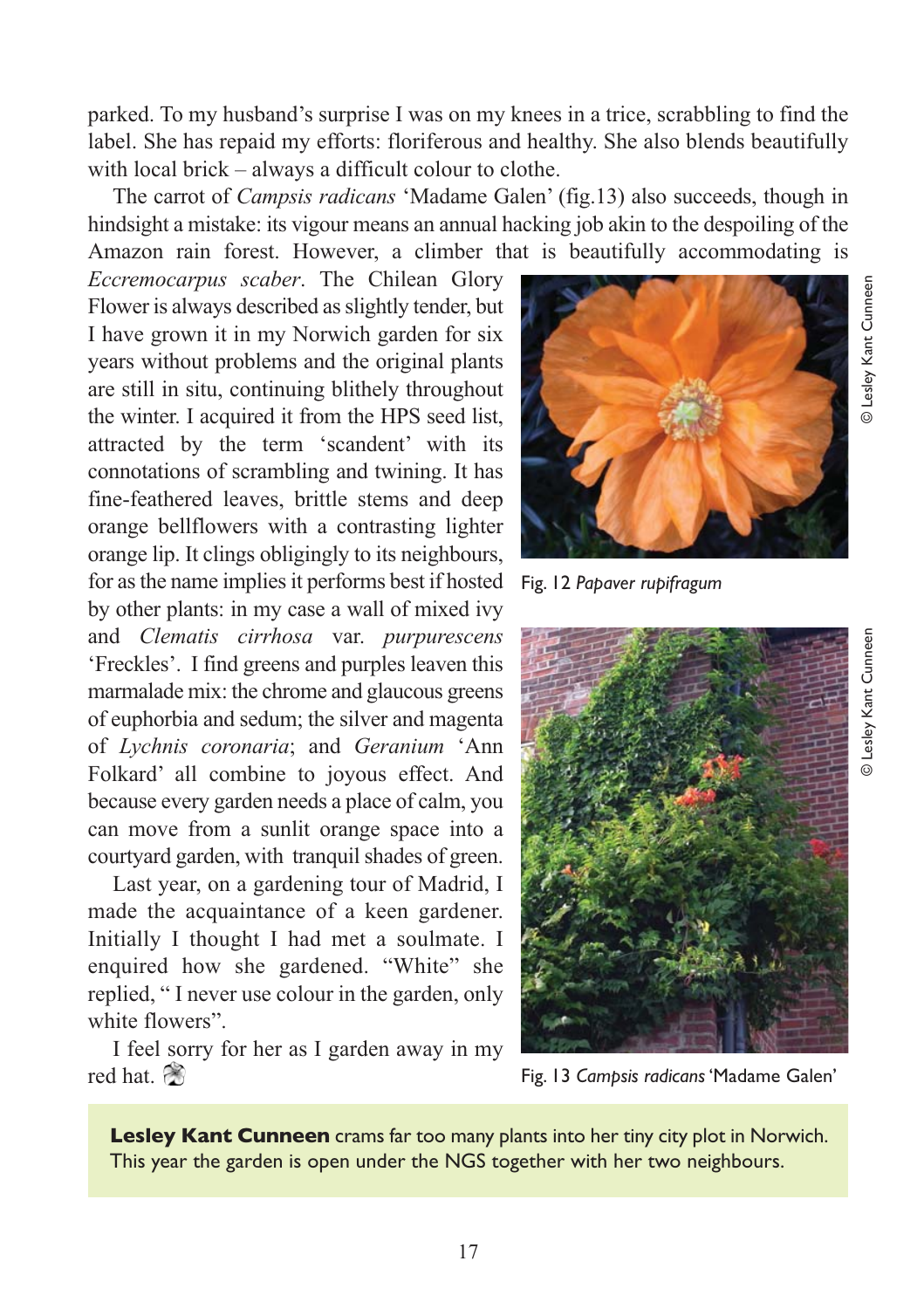parked. To my husband's surprise I was on my knees in a trice, scrabbling to find the label. She has repaid my efforts: floriferous and healthy. She also blends beautifully with local brick – always a difficult colour to clothe.

The carrot of *Campsis radicans* 'Madame Galen' (fig.13) also succeeds, though in hindsight a mistake: its vigour means an annual hacking job akin to the despoiling of the Amazon rain forest. However, a climber that is beautifully accommodating is *Eccremocarpus scaber*. The Chilean Glory Flower is always described as slightly tender, but I have grown it in my Norwich garden for six years without problems and the original plants are still in situ, continuing blithely throughout the winter. I acquired it from the HPS seed list, attracted by the term 'scandent' with its connotations of scrambling and twining. It has fine-feathered leaves, brittle stems and deep orange bellflowers with a contrasting lighter orange lip. It clings obligingly to its neighbours, for as the name implies it performs best if hosted by other plants: in my case a wall of mixed ivy and *Clematis cirrhosa* var. *purpurescens* 'Freckles'. I find greens and purples leaven this marmalade mix: the chrome and glaucous greens of euphorbia and sedum; the silver and magenta of *Lychnis coronaria*; and *Geranium* 'Ann Folkard' all combine to joyous effect. And because every garden needs a place of calm, you can move from a sunlit orange space into a courtyard garden, with tranquil shades of green.

Last year, on a gardening tour of Madrid, I made the acquaintance of a keen gardener. Initially I thought I had met a soulmate. I enquired how she gardened. "White" she replied, " I never use colour in the garden, only white flowers".

I feel sorry for her as I garden away in my red hat.

© Lesley Kant Cunneen

Fig. 12 *Papaver rupifragum*

© Lesley Kant Cunneen

Fig. 13 *Campsis radicans* 'Madame Galen'

**Lesley Kant Cunneen** crams far too many plants into her tiny city plot in Norwich. This year the garden is open under the NGS together with her two neighbours.